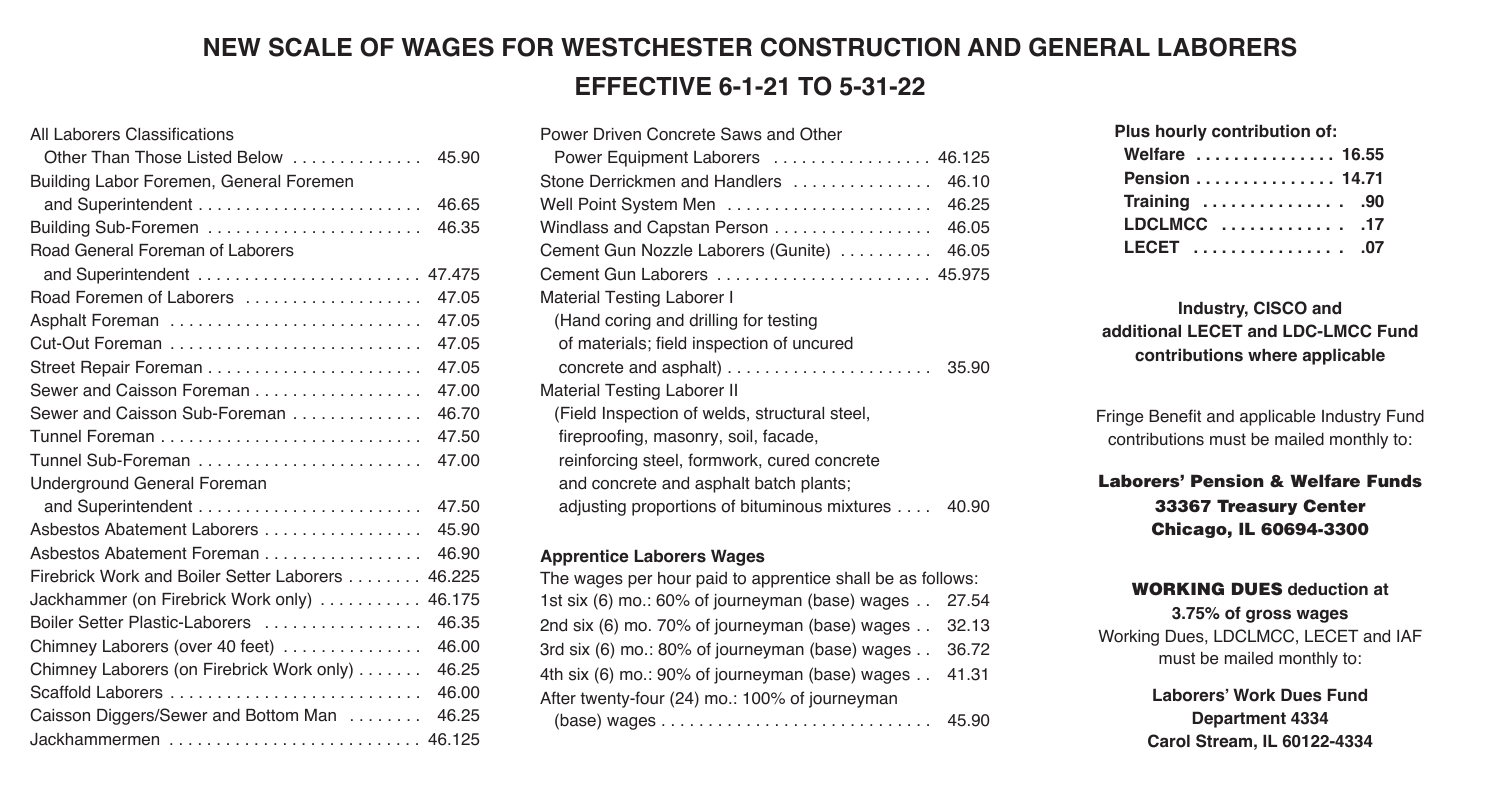# NEW SCALE OF WAGES FOR WESTCHESTER CONSTRUCTION AND GENERAL LABORERS

## EFFECTIVE 6-1-21 TO 5-31-22

| | |
|---|---|
| All Laborers Classifications Other Than Those Listed Below | 45.90 |
| Building Labor Foremen, General Foremen and Superintendent | 46.65 |
| Building Sub-Foremen | 46.35 |
| Road General Foreman of Laborers and Superintendent | 47.475 |
| Road Foremen of Laborers | 47.05 |
| Asphalt Foreman | 47.05 |
| Cut-Out Foreman | 47.05 |
| Street Repair Foreman | 47.05 |
| Sewer and Caisson Foreman | 47.00 |
| Sewer and Caisson Sub-Foreman | 46.70 |
| Tunnel Foreman | 47.50 |
| Tunnel Sub-Foreman | 47.00 |
| Underground General Foreman and Superintendent | 47.50 |
| Asbestos Abatement Laborers | 45.90 |
| Asbestos Abatement Foreman | 46.90 |
| Firebrick Work and Boiler Setter Laborers | 46.225 |
| Jackhammer (on Firebrick Work only) | 46.175 |
| Boiler Setter Plastic-Laborers | 46.35 |
| Chimney Laborers (over 40 feet) | 46.00 |
| Chimney Laborers (on Firebrick Work only) | 46.25 |
| Scaffold Laborers | 46.00 |
| Caisson Diggers/Sewer and Bottom Man | 46.25 |
| Jackhammermen | 46.125 |
| Power Driven Concrete Saws and Other Power Equipment Laborers | 46.125 |
| Stone Derrickmen and Handlers | 46.10 |
| Well Point System Men | 46.25 |
| Windlass and Capstan Person | 46.05 |
| Cement Gun Nozzle Laborers (Gunite) | 46.05 |
| Cement Gun Laborers | 45.975 |
| Material Testing Laborer I (Hand coring and drilling for testing of materials; field inspection of uncured concrete and asphalt) | 35.90 |
| Material Testing Laborer II (Field Inspection of welds, structural steel, fireproofing, masonry, soil, facade, reinforcing steel, formwork, cured concrete and concrete and asphalt batch plants; adjusting proportions of bituminous mixtures | 40.90 |

### Apprentice Laborers Wages

The wages per hour paid to apprentice shall be as follows:

| | |
|---|---|
| 1st six (6) mo.: 60% of journeyman (base) wages | 27.54 |
| 2nd six (6) mo. 70% of journeyman (base) wages | 32.13 |
| 3rd six (6) mo.: 80% of journeyman (base) wages | 36.72 |
| 4th six (6) mo.: 90% of journeyman (base) wages | 41.31 |
| After twenty-four (24) mo.: 100% of journeyman (base) wages | 45.90 |

**Plus hourly contribution of:**

| | |
|---|---|
| **Welfare** | **16.55** |
| **Pension** | **14.71** |
| **Training** | **.90** |
| **LDCLMCC** | **.17** |
| **LECET** | **.07** |

**Industry, CISCO and additional LECET and LDC-LMCC Fund contributions where applicable**

Fringe Benefit and applicable Industry Fund contributions must be mailed monthly to:

**Laborers' Pension & Welfare Funds**
**33367 Treasury Center**
**Chicago, IL 60694-3300**

**WORKING DUES deduction at 3.75% of gross wages**

Working Dues, LDCLMCC, LECET and IAF must be mailed monthly to:

**Laborers' Work Dues Fund**
**Department 4334**
**Carol Stream, IL 60122-4334**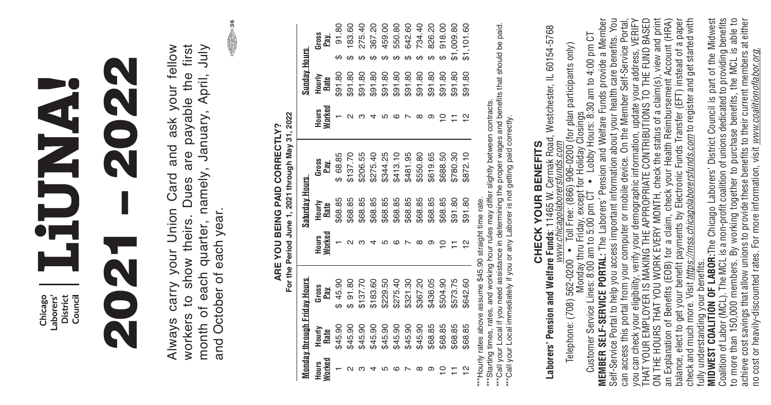Chicago Laborers' District Council

# LiUNA!

# 2021 – 2022

Always carry your Union Card and ask your fellow workers to show theirs. Dues are payable the first month of each quarter, namely, January, April, July and October of each year.

## ARE YOU BEING PAID CORRECTLY?

**For the Period June 1, 2021 through May 31, 2022**

| Monday through Friday Hours | | | Saturday Hours | | | Sunday Hours | | |
|---|---|---|---|---|---|---|---|---|
| Hours Worked | Hourly Rate | Gross Pay | Hours Worked | Hourly Rate | Gross Pay | Hours Worked | Hourly Rate | Gross Pay |
| 1 | $45.90 | $ 45.90 | 1 | $68.85 | $ 68.85 | 1 | $91.80 | $ 91.80 |
| 2 | $45.90 | $ 91.80 | 2 | $68.85 | $137.70 | 2 | $91.80 | $ 183.60 |
| 3 | $45.90 | $137.70 | 3 | $68.85 | $206.55 | 3 | $91.80 | $ 275.40 |
| 4 | $45.90 | $183.60 | 4 | $68.85 | $275.40 | 4 | $91.80 | $ 367.20 |
| 5 | $45.90 | $229.50 | 5 | $68.85 | $344.25 | 5 | $91.80 | $ 459.00 |
| 6 | $45.90 | $275.40 | 6 | $68.85 | $413.10 | 6 | $91.80 | $ 550.80 |
| 7 | $45.90 | $321.30 | 7 | $68.85 | $481.95 | 7 | $91.80 | $ 642.60 |
| 8 | $45.90 | $367.20 | 8 | $68.85 | $550.80 | 8 | $91.80 | $ 734.40 |
| 9 | $68.85 | $436.05 | 9 | $68.85 | $619.65 | 9 | $91.80 | $ 826.20 |
| 10 | $68.85 | $504.90 | 10 | $68.85 | $688.50 | 10 | $91.80 | $ 918.00 |
| 11 | $68.85 | $573.75 | 11 | $91.80 | $780.30 | 11 | $91.80 | $1,009.80 |
| 12 | $68.85 | $642.60 | 12 | $91.80 | $872.10 | 12 | $91.80 | $1,101.60 |

***Hourly rates above assume $45.90 straight time rate.

***Starting times, rates, and working hour rules may differ slightly between contracts.

***Call your Local if you need assistance in determining the proper wages and benefits that should be paid.

***Call your Local immediately if you or any Laborer is not getting paid correctly.

## CHECK YOUR BENEFITS

**Laborers' Pension and Welfare Funds**: 11465 W. Cermak Road, Westchester, IL 60154-5768
*www.chicagolaborersfunds.com*

Telephone: (708) 562-0200 • Toll Free: (866) 906-0200 (for plan participants only)
Monday thru Friday, except for Holiday Closings
Customer Service Lines: 8:00 am to 5:00 pm CT • Lobby Hours: 8:30 am to 4:00 pm CT

**MEMBER SELF-SERVICE PORTAL:** The Laborers' Pension and Welfare Funds provide a Member Self-Service Portal to help you access important information about your health care benefits. You can access this portal from your computer or mobile device. On the Member Self-Service Portal, you can check your eligibility, verify your demographic information, update your address, VERIFY THAT YOUR EMPLOYER IS MAKING THE APPROPRIATE CONTRIBUTIONS TO THE FUND BASED ON THE HOURS THAT YOU WORK EVERY MONTH, check the status of a claim(s), view and print an Explanation of Benefits (EOB) for a claim, check your Health Reimbursement Account (HRA) balance, elect to get your benefit payments by Electronic Funds Transfer (EFT) instead of a paper check and much more. Visit *https://mss.chicagolaborersfunds.com* to register and get started with fully understanding your benefits.

**MIDWEST COALITION OF LABOR:** The Chicago Laborers' District Council is part of the Midwest Coalition of Labor (MCL). The MCL is a non-profit coalition of unions dedicated to providing benefits to more than 150,000 members. By working together to purchase benefits, the MCL is able to achieve cost savings that allow unions to provide these benefits to their current members at either no cost or heavily-discounted rates. For more information, visit *www.coalitionoflabor.org.*